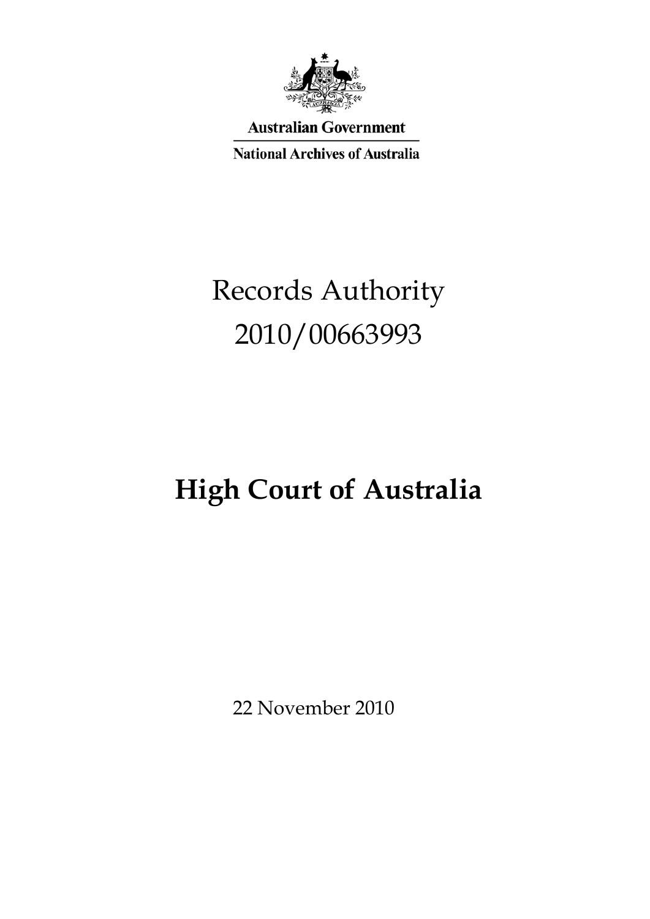Australian Government

National Archives of Australia

# Records Authority 2010/00663993

# High Court of Australia

22 November 2010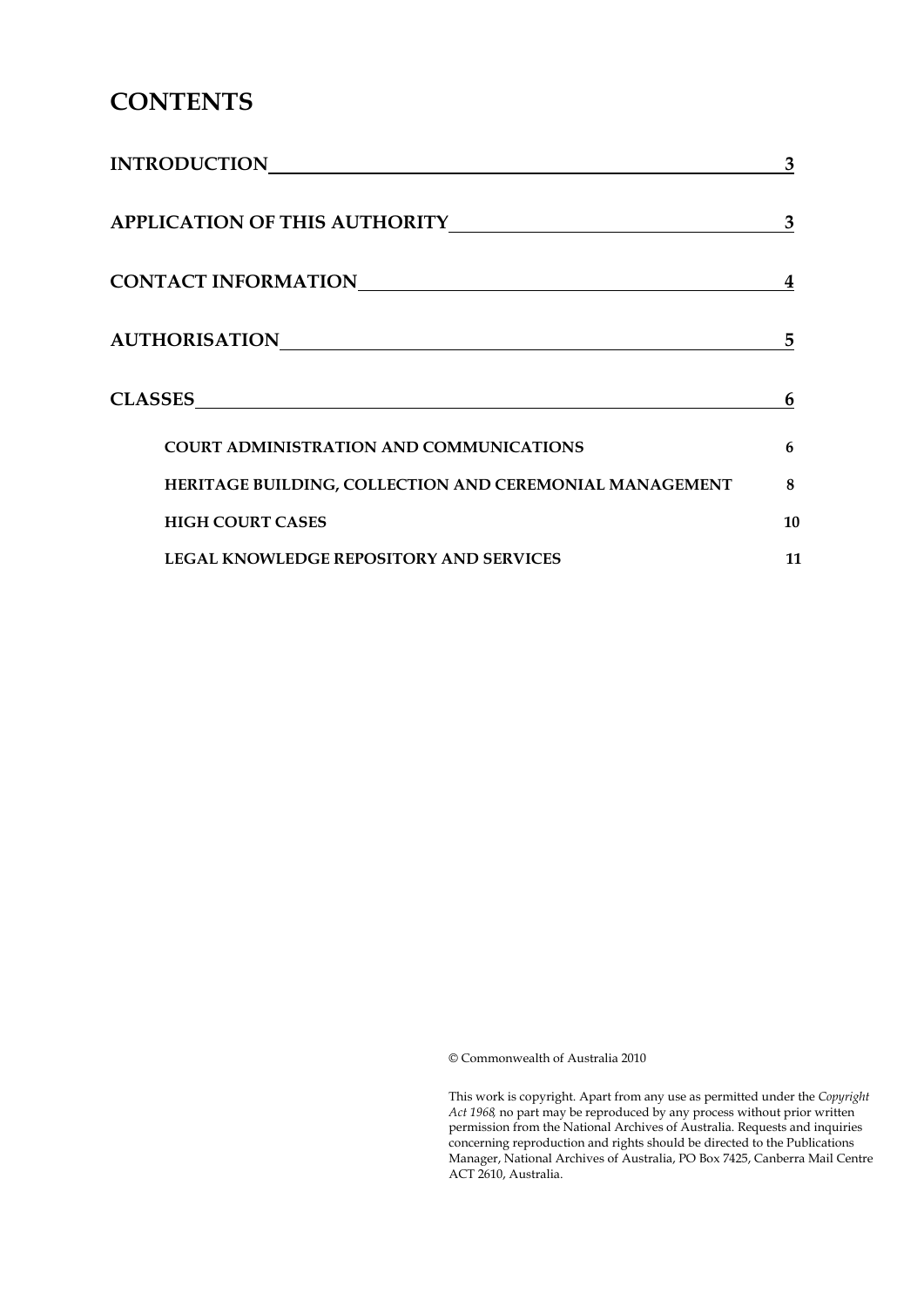# CONTENTS

| | |
|---|---|
| **INTRODUCTION** | **3** |
| **APPLICATION OF THIS AUTHORITY** | **3** |
| **CONTACT INFORMATION** | **4** |
| **AUTHORISATION** | **5** |
| **CLASSES** | **6** |
| **COURT ADMINISTRATION AND COMMUNICATIONS** | **6** |
| **HERITAGE BUILDING, COLLECTION AND CEREMONIAL MANAGEMENT** | **8** |
| **HIGH COURT CASES** | **10** |
| **LEGAL KNOWLEDGE REPOSITORY AND SERVICES** | **11** |

© Commonwealth of Australia 2010

This work is copyright. Apart from any use as permitted under the *Copyright Act 1968*, no part may be reproduced by any process without prior written permission from the National Archives of Australia. Requests and inquiries concerning reproduction and rights should be directed to the Publications Manager, National Archives of Australia, PO Box 7425, Canberra Mail Centre ACT 2610, Australia.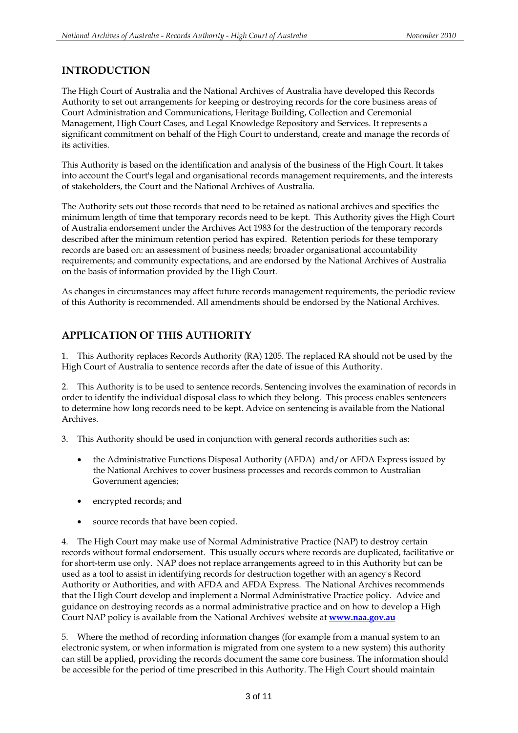## INTRODUCTION

The High Court of Australia and the National Archives of Australia have developed this Records Authority to set out arrangements for keeping or destroying records for the core business areas of Court Administration and Communications, Heritage Building, Collection and Ceremonial Management, High Court Cases, and Legal Knowledge Repository and Services. It represents a significant commitment on behalf of the High Court to understand, create and manage the records of its activities.

This Authority is based on the identification and analysis of the business of the High Court. It takes into account the Court's legal and organisational records management requirements, and the interests of stakeholders, the Court and the National Archives of Australia.

The Authority sets out those records that need to be retained as national archives and specifies the minimum length of time that temporary records need to be kept. This Authority gives the High Court of Australia endorsement under the Archives Act 1983 for the destruction of the temporary records described after the minimum retention period has expired. Retention periods for these temporary records are based on: an assessment of business needs; broader organisational accountability requirements; and community expectations, and are endorsed by the National Archives of Australia on the basis of information provided by the High Court.

As changes in circumstances may affect future records management requirements, the periodic review of this Authority is recommended. All amendments should be endorsed by the National Archives.

## APPLICATION OF THIS AUTHORITY

1. This Authority replaces Records Authority (RA) 1205. The replaced RA should not be used by the High Court of Australia to sentence records after the date of issue of this Authority.

2. This Authority is to be used to sentence records. Sentencing involves the examination of records in order to identify the individual disposal class to which they belong. This process enables sentencers to determine how long records need to be kept. Advice on sentencing is available from the National Archives.

3. This Authority should be used in conjunction with general records authorities such as:

- the Administrative Functions Disposal Authority (AFDA) and/or AFDA Express issued by the National Archives to cover business processes and records common to Australian Government agencies;
- encrypted records; and
- source records that have been copied.

4. The High Court may make use of Normal Administrative Practice (NAP) to destroy certain records without formal endorsement. This usually occurs where records are duplicated, facilitative or for short-term use only. NAP does not replace arrangements agreed to in this Authority but can be used as a tool to assist in identifying records for destruction together with an agency's Record Authority or Authorities, and with AFDA and AFDA Express. The National Archives recommends that the High Court develop and implement a Normal Administrative Practice policy. Advice and guidance on destroying records as a normal administrative practice and on how to develop a High Court NAP policy is available from the National Archives' website at **www.naa.gov.au**

5. Where the method of recording information changes (for example from a manual system to an electronic system, or when information is migrated from one system to a new system) this authority can still be applied, providing the records document the same core business. The information should be accessible for the period of time prescribed in this Authority. The High Court should maintain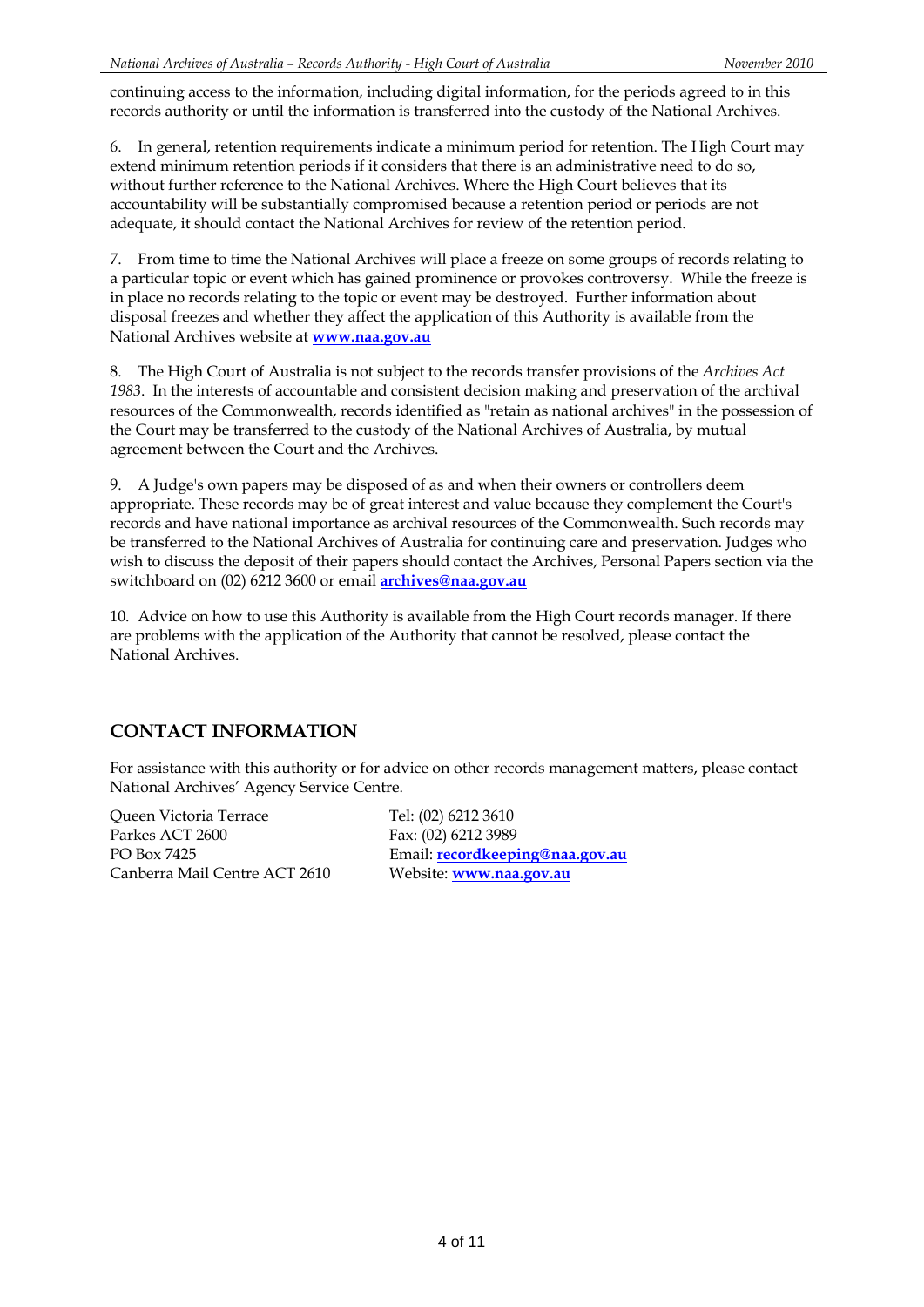continuing access to the information, including digital information, for the periods agreed to in this records authority or until the information is transferred into the custody of the National Archives.

6. In general, retention requirements indicate a minimum period for retention. The High Court may extend minimum retention periods if it considers that there is an administrative need to do so, without further reference to the National Archives. Where the High Court believes that its accountability will be substantially compromised because a retention period or periods are not adequate, it should contact the National Archives for review of the retention period.

7. From time to time the National Archives will place a freeze on some groups of records relating to a particular topic or event which has gained prominence or provokes controversy. While the freeze is in place no records relating to the topic or event may be destroyed. Further information about disposal freezes and whether they affect the application of this Authority is available from the National Archives website at **www.naa.gov.au**

8. The High Court of Australia is not subject to the records transfer provisions of the *Archives Act 1983*. In the interests of accountable and consistent decision making and preservation of the archival resources of the Commonwealth, records identified as "retain as national archives" in the possession of the Court may be transferred to the custody of the National Archives of Australia, by mutual agreement between the Court and the Archives.

9. A Judge's own papers may be disposed of as and when their owners or controllers deem appropriate. These records may be of great interest and value because they complement the Court's records and have national importance as archival resources of the Commonwealth. Such records may be transferred to the National Archives of Australia for continuing care and preservation. Judges who wish to discuss the deposit of their papers should contact the Archives, Personal Papers section via the switchboard on (02) 6212 3600 or email **archives@naa.gov.au**

10. Advice on how to use this Authority is available from the High Court records manager. If there are problems with the application of the Authority that cannot be resolved, please contact the National Archives.

## CONTACT INFORMATION

For assistance with this authority or for advice on other records management matters, please contact National Archives' Agency Service Centre.

Queen Victoria Terrace
Parkes ACT 2600
PO Box 7425
Canberra Mail Centre ACT 2610

Tel: (02) 6212 3610
Fax: (02) 6212 3989
Email: **recordkeeping@naa.gov.au**
Website: **www.naa.gov.au**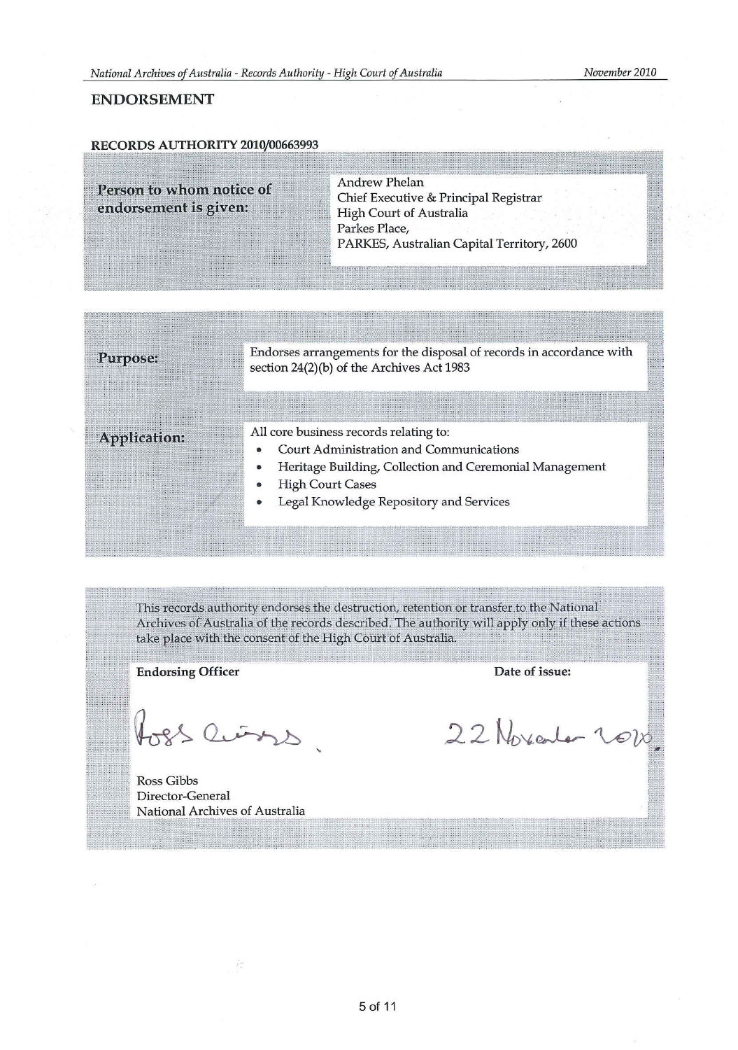## ENDORSEMENT

### RECORDS AUTHORITY 2010/00663993

| | |
|---|---|
| **Person to whom notice of endorsement is given:** | Andrew Phelan<br>Chief Executive & Principal Registrar<br>High Court of Australia<br>Parkes Place,<br>PARKES, Australian Capital Territory, 2600 |

| | |
|---|---|
| **Purpose:** | Endorses arrangements for the disposal of records in accordance with section 24(2)(b) of the Archives Act 1983 |
| **Application:** | All core business records relating to:<br>• Court Administration and Communications<br>• Heritage Building, Collection and Ceremonial Management<br>• High Court Cases<br>• Legal Knowledge Repository and Services |

This records authority endorses the destruction, retention or transfer to the National Archives of Australia of the records described. The authority will apply only if these actions take place with the consent of the High Court of Australia.

| **Endorsing Officer** | **Date of issue:** |
|---|---|
| Ross Gibbs<br>Director-General<br>National Archives of Australia | 22 November 2010 |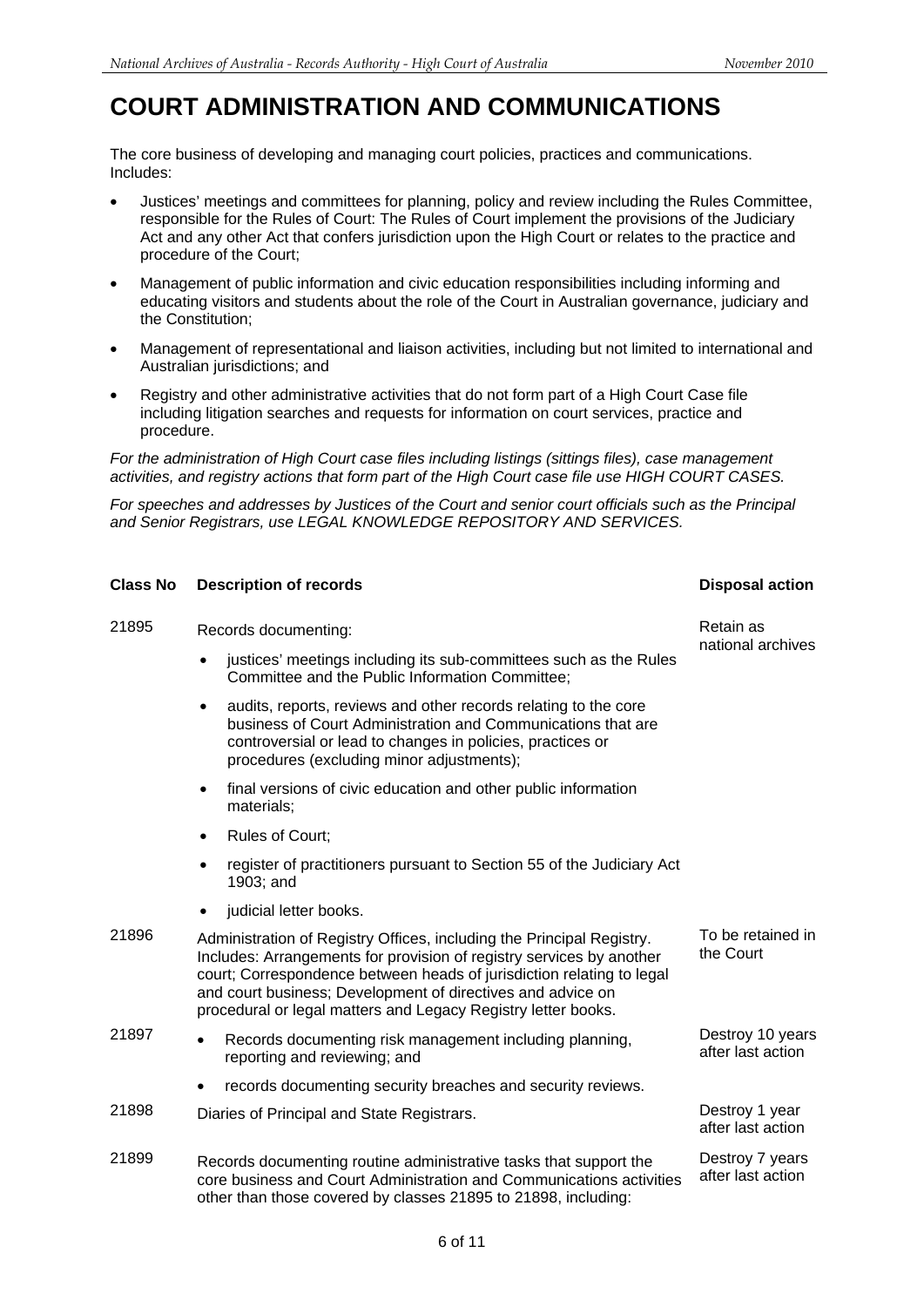# COURT ADMINISTRATION AND COMMUNICATIONS

The core business of developing and managing court policies, practices and communications. Includes:

- Justices' meetings and committees for planning, policy and review including the Rules Committee, responsible for the Rules of Court: The Rules of Court implement the provisions of the Judiciary Act and any other Act that confers jurisdiction upon the High Court or relates to the practice and procedure of the Court;
- Management of public information and civic education responsibilities including informing and educating visitors and students about the role of the Court in Australian governance, judiciary and the Constitution;
- Management of representational and liaison activities, including but not limited to international and Australian jurisdictions; and
- Registry and other administrative activities that do not form part of a High Court Case file including litigation searches and requests for information on court services, practice and procedure.

*For the administration of High Court case files including listings (sittings files), case management activities, and registry actions that form part of the High Court case file use HIGH COURT CASES.*

*For speeches and addresses by Justices of the Court and senior court officials such as the Principal and Senior Registrars, use LEGAL KNOWLEDGE REPOSITORY AND SERVICES.*

| Class No | Description of records | Disposal action |
|---|---|---|
| 21895 | Records documenting:<br>• justices' meetings including its sub-committees such as the Rules Committee and the Public Information Committee;<br>• audits, reports, reviews and other records relating to the core business of Court Administration and Communications that are controversial or lead to changes in policies, practices or procedures (excluding minor adjustments);<br>• final versions of civic education and other public information materials;<br>• Rules of Court;<br>• register of practitioners pursuant to Section 55 of the Judiciary Act 1903; and<br>• judicial letter books. | Retain as national archives |
| 21896 | Administration of Registry Offices, including the Principal Registry. Includes: Arrangements for provision of registry services by another court; Correspondence between heads of jurisdiction relating to legal and court business; Development of directives and advice on procedural or legal matters and Legacy Registry letter books. | To be retained in the Court |
| 21897 | • Records documenting risk management including planning, reporting and reviewing; and<br>• records documenting security breaches and security reviews. | Destroy 10 years after last action |
| 21898 | Diaries of Principal and State Registrars. | Destroy 1 year after last action |
| 21899 | Records documenting routine administrative tasks that support the core business and Court Administration and Communications activities other than those covered by classes 21895 to 21898, including: | Destroy 7 years after last action |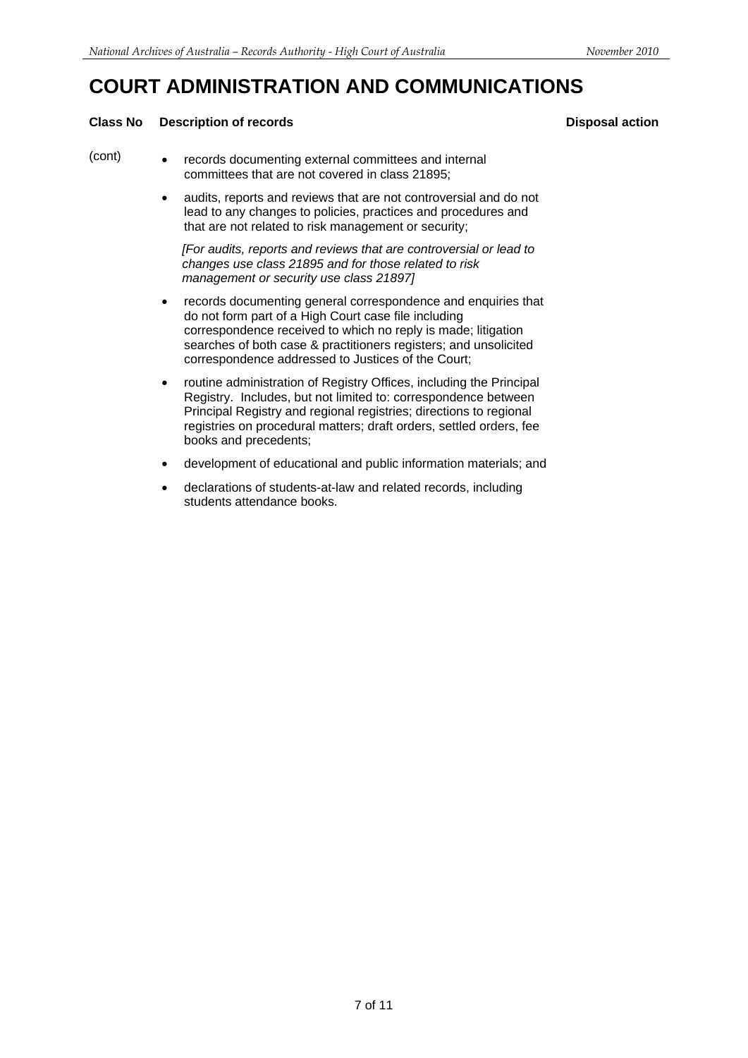# COURT ADMINISTRATION AND COMMUNICATIONS

| Class No | Description of records | Disposal action |
| --- | --- | --- |
| (cont) | • records documenting external committees and internal committees that are not covered in class 21895;<br><br>• audits, reports and reviews that are not controversial and do not lead to any changes to policies, practices and procedures and that are not related to risk management or security;<br><br>*[For audits, reports and reviews that are controversial or lead to changes use class 21895 and for those related to risk management or security use class 21897]*<br><br>• records documenting general correspondence and enquiries that do not form part of a High Court case file including correspondence received to which no reply is made; litigation searches of both case & practitioners registers; and unsolicited correspondence addressed to Justices of the Court;<br><br>• routine administration of Registry Offices, including the Principal Registry. Includes, but not limited to: correspondence between Principal Registry and regional registries; directions to regional registries on procedural matters; draft orders, settled orders, fee books and precedents;<br><br>• development of educational and public information materials; and<br><br>• declarations of students-at-law and related records, including students attendance books. | |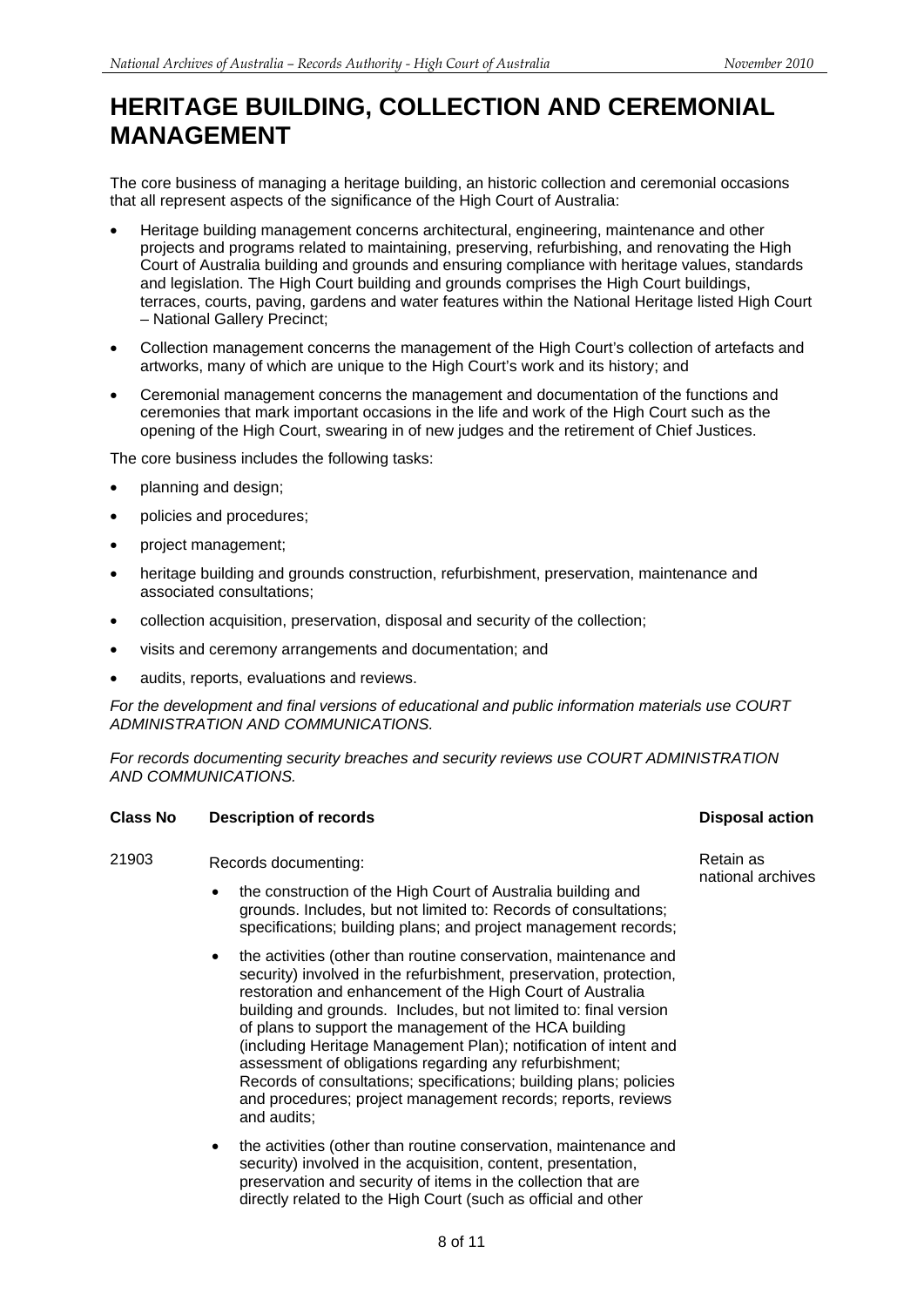# HERITAGE BUILDING, COLLECTION AND CEREMONIAL MANAGEMENT

The core business of managing a heritage building, an historic collection and ceremonial occasions that all represent aspects of the significance of the High Court of Australia:

- Heritage building management concerns architectural, engineering, maintenance and other projects and programs related to maintaining, preserving, refurbishing, and renovating the High Court of Australia building and grounds and ensuring compliance with heritage values, standards and legislation. The High Court building and grounds comprises the High Court buildings, terraces, courts, paving, gardens and water features within the National Heritage listed High Court – National Gallery Precinct;
- Collection management concerns the management of the High Court's collection of artefacts and artworks, many of which are unique to the High Court's work and its history; and
- Ceremonial management concerns the management and documentation of the functions and ceremonies that mark important occasions in the life and work of the High Court such as the opening of the High Court, swearing in of new judges and the retirement of Chief Justices.

The core business includes the following tasks:

- planning and design;
- policies and procedures;
- project management;
- heritage building and grounds construction, refurbishment, preservation, maintenance and associated consultations;
- collection acquisition, preservation, disposal and security of the collection;
- visits and ceremony arrangements and documentation; and
- audits, reports, evaluations and reviews.

*For the development and final versions of educational and public information materials use COURT ADMINISTRATION AND COMMUNICATIONS.*

*For records documenting security breaches and security reviews use COURT ADMINISTRATION AND COMMUNICATIONS.*

| Class No | Description of records | Disposal action |
|---|---|---|
| 21903 | Records documenting:<br>• the construction of the High Court of Australia building and grounds. Includes, but not limited to: Records of consultations; specifications; building plans; and project management records;<br>• the activities (other than routine conservation, maintenance and security) involved in the refurbishment, preservation, protection, restoration and enhancement of the High Court of Australia building and grounds. Includes, but not limited to: final version of plans to support the management of the HCA building (including Heritage Management Plan); notification of intent and assessment of obligations regarding any refurbishment; Records of consultations; specifications; building plans; policies and procedures; project management records; reports, reviews and audits;<br>• the activities (other than routine conservation, maintenance and security) involved in the acquisition, content, presentation, preservation and security of items in the collection that are directly related to the High Court (such as official and other | Retain as national archives |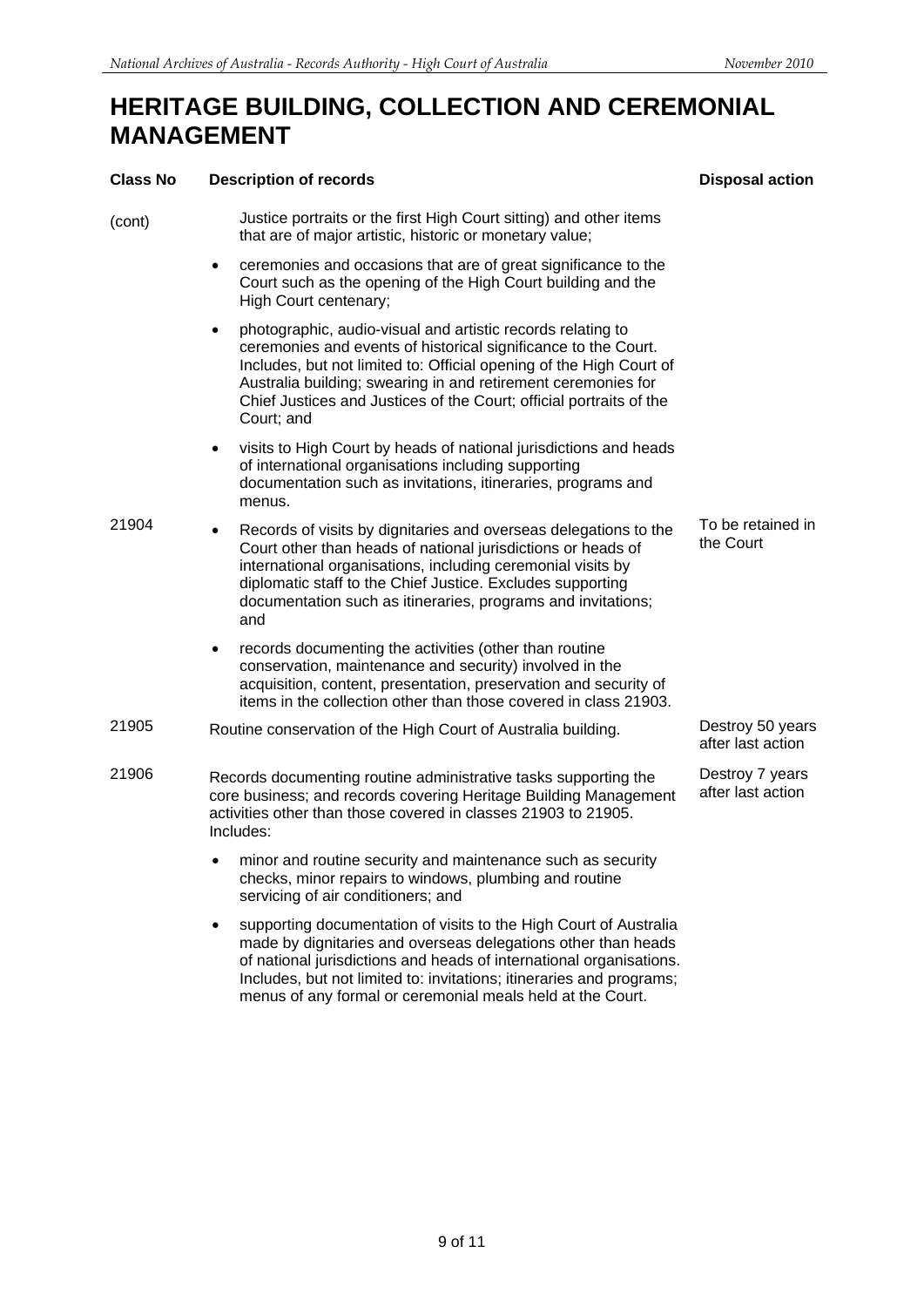# HERITAGE BUILDING, COLLECTION AND CEREMONIAL MANAGEMENT

| Class No | Description of records | Disposal action |
|---|---|---|
| (cont) | Justice portraits or the first High Court sitting) and other items that are of major artistic, historic or monetary value;<br><br>• ceremonies and occasions that are of great significance to the Court such as the opening of the High Court building and the High Court centenary;<br><br>• photographic, audio-visual and artistic records relating to ceremonies and events of historical significance to the Court. Includes, but not limited to: Official opening of the High Court of Australia building; swearing in and retirement ceremonies for Chief Justices and Justices of the Court; official portraits of the Court; and<br><br>• visits to High Court by heads of national jurisdictions and heads of international organisations including supporting documentation such as invitations, itineraries, programs and menus. | |
| 21904 | • Records of visits by dignitaries and overseas delegations to the Court other than heads of national jurisdictions or heads of international organisations, including ceremonial visits by diplomatic staff to the Chief Justice. Excludes supporting documentation such as itineraries, programs and invitations; and<br><br>• records documenting the activities (other than routine conservation, maintenance and security) involved in the acquisition, content, presentation, preservation and security of items in the collection other than those covered in class 21903. | To be retained in the Court |
| 21905 | Routine conservation of the High Court of Australia building. | Destroy 50 years after last action |
| 21906 | Records documenting routine administrative tasks supporting the core business; and records covering Heritage Building Management activities other than those covered in classes 21903 to 21905. Includes:<br><br>• minor and routine security and maintenance such as security checks, minor repairs to windows, plumbing and routine servicing of air conditioners; and<br><br>• supporting documentation of visits to the High Court of Australia made by dignitaries and overseas delegations other than heads of national jurisdictions and heads of international organisations. Includes, but not limited to: invitations; itineraries and programs; menus of any formal or ceremonial meals held at the Court. | Destroy 7 years after last action |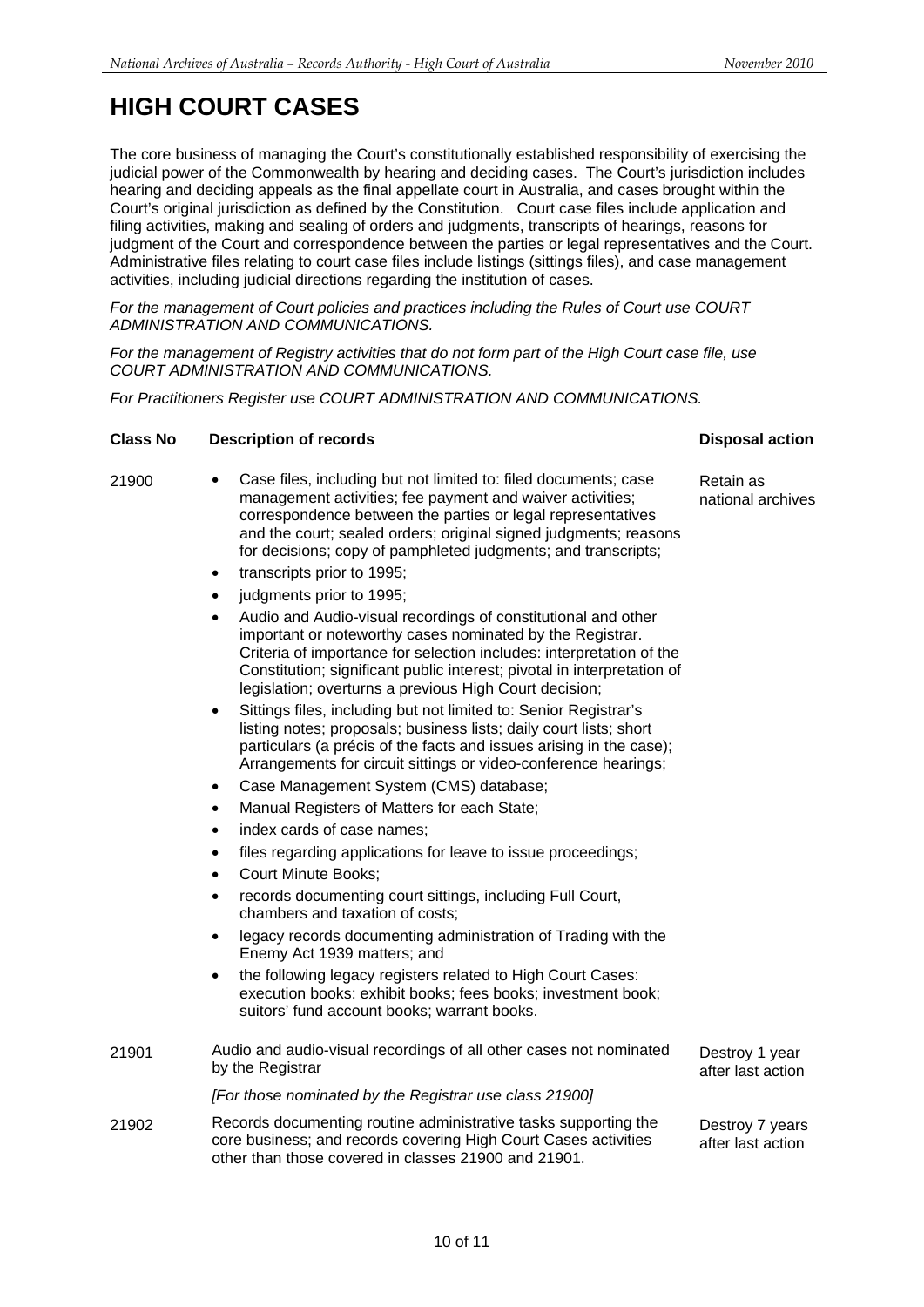# HIGH COURT CASES

The core business of managing the Court's constitutionally established responsibility of exercising the judicial power of the Commonwealth by hearing and deciding cases. The Court's jurisdiction includes hearing and deciding appeals as the final appellate court in Australia, and cases brought within the Court's original jurisdiction as defined by the Constitution. Court case files include application and filing activities, making and sealing of orders and judgments, transcripts of hearings, reasons for judgment of the Court and correspondence between the parties or legal representatives and the Court. Administrative files relating to court case files include listings (sittings files), and case management activities, including judicial directions regarding the institution of cases.

*For the management of Court policies and practices including the Rules of Court use COURT ADMINISTRATION AND COMMUNICATIONS.*

*For the management of Registry activities that do not form part of the High Court case file, use COURT ADMINISTRATION AND COMMUNICATIONS.*

*For Practitioners Register use COURT ADMINISTRATION AND COMMUNICATIONS.*

| Class No | Description of records | Disposal action |
|---|---|---|
| 21900 | • Case files, including but not limited to: filed documents; case management activities; fee payment and waiver activities; correspondence between the parties or legal representatives and the court; sealed orders; original signed judgments; reasons for decisions; copy of pamphleted judgments; and transcripts;<br>• transcripts prior to 1995;<br>• judgments prior to 1995;<br>• Audio and Audio-visual recordings of constitutional and other important or noteworthy cases nominated by the Registrar. Criteria of importance for selection includes: interpretation of the Constitution; significant public interest; pivotal in interpretation of legislation; overturns a previous High Court decision;<br>• Sittings files, including but not limited to: Senior Registrar's listing notes; proposals; business lists; daily court lists; short particulars (a précis of the facts and issues arising in the case); Arrangements for circuit sittings or video-conference hearings;<br>• Case Management System (CMS) database;<br>• Manual Registers of Matters for each State;<br>• index cards of case names;<br>• files regarding applications for leave to issue proceedings;<br>• Court Minute Books;<br>• records documenting court sittings, including Full Court, chambers and taxation of costs;<br>• legacy records documenting administration of Trading with the Enemy Act 1939 matters; and<br>• the following legacy registers related to High Court Cases: execution books: exhibit books; fees books; investment book; suitors' fund account books; warrant books. | Retain as national archives |
| 21901 | Audio and audio-visual recordings of all other cases not nominated by the Registrar<br><br>*[For those nominated by the Registrar use class 21900]* | Destroy 1 year after last action |
| 21902 | Records documenting routine administrative tasks supporting the core business; and records covering High Court Cases activities other than those covered in classes 21900 and 21901. | Destroy 7 years after last action |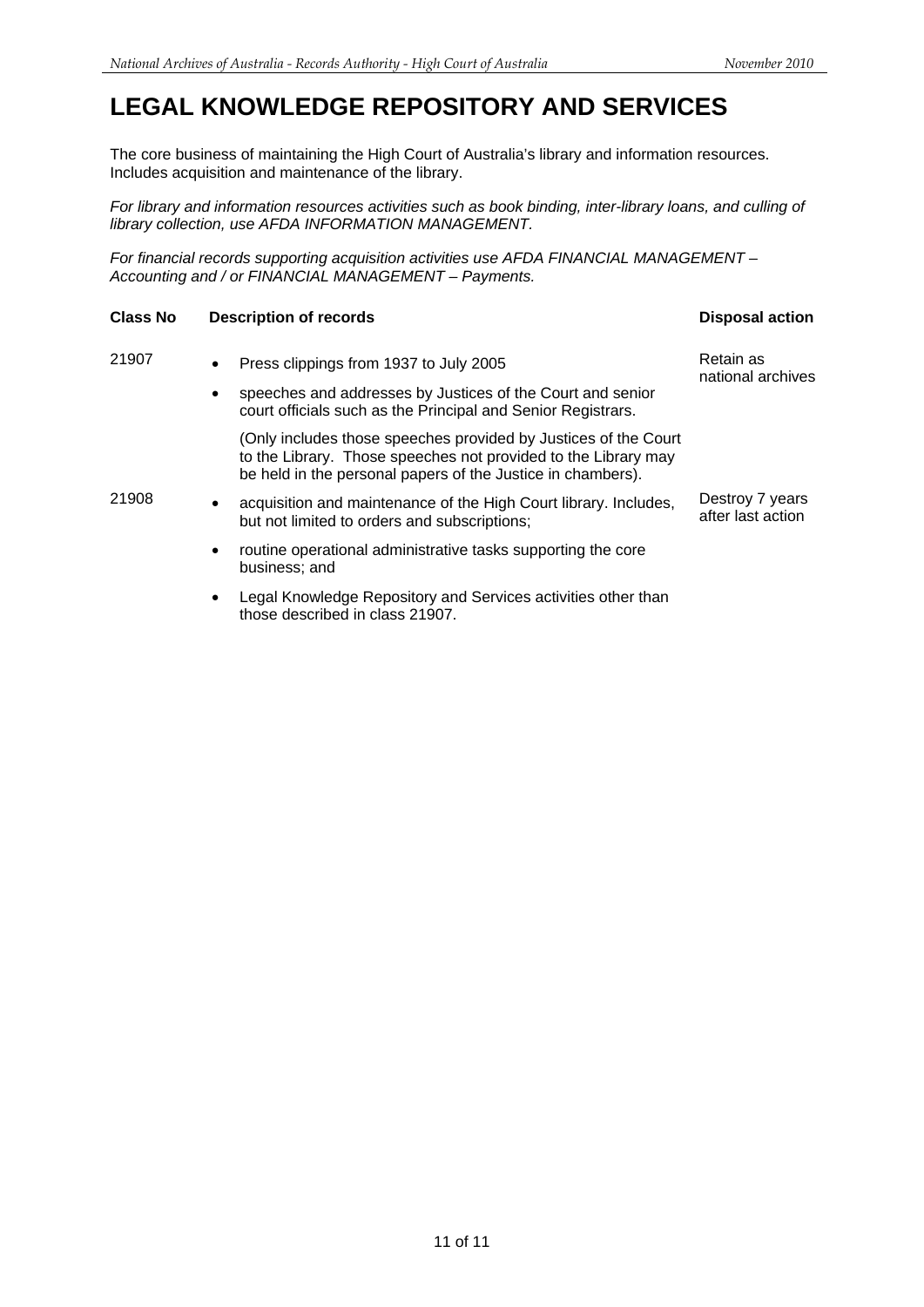# LEGAL KNOWLEDGE REPOSITORY AND SERVICES

The core business of maintaining the High Court of Australia's library and information resources. Includes acquisition and maintenance of the library.

*For library and information resources activities such as book binding, inter-library loans, and culling of library collection, use AFDA INFORMATION MANAGEMENT.*

*For financial records supporting acquisition activities use AFDA FINANCIAL MANAGEMENT – Accounting and / or FINANCIAL MANAGEMENT – Payments.*

| Class No | Description of records | Disposal action |
|---|---|---|
| 21907 | • Press clippings from 1937 to July 2005<br>• speeches and addresses by Justices of the Court and senior court officials such as the Principal and Senior Registrars.<br>(Only includes those speeches provided by Justices of the Court to the Library. Those speeches not provided to the Library may be held in the personal papers of the Justice in chambers). | Retain as national archives |
| 21908 | • acquisition and maintenance of the High Court library. Includes, but not limited to orders and subscriptions;<br>• routine operational administrative tasks supporting the core business; and<br>• Legal Knowledge Repository and Services activities other than those described in class 21907. | Destroy 7 years after last action |